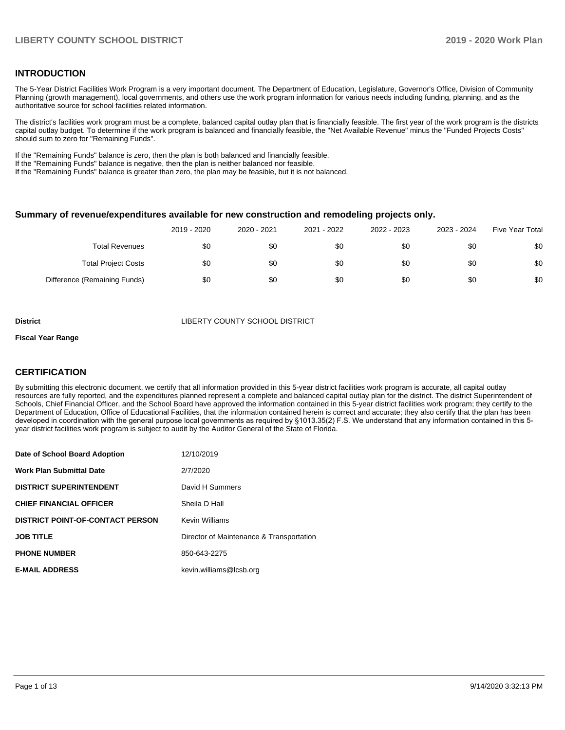## INTRODUCTION

The 5-Year District Facilities Work Program is a very important document. The Department of Education, Legislature, Governor's Office, Division of Community Planning (growth management), local governments, and others use the work program information for various needs including funding, planning, and as the authoritative source for school facilities related information.

The district's facilities work program must be a complete, balanced capital outlay plan that is financially feasible. The first year of the work program is the districts capital outlay budget. To determine if the work program is balanced and financially feasible, the "Net Available Revenue" minus the "Funded Projects Costs" should sum to zero for "Remaining Funds".

If the "Remaining Funds" balance is zero, then the plan is both balanced and financially feasible.
If the "Remaining Funds" balance is negative, then the plan is neither balanced nor feasible.
If the "Remaining Funds" balance is greater than zero, the plan may be feasible, but it is not balanced.

### Summary of revenue/expenditures available for new construction and remodeling projects only.

| | 2019 - 2020 | 2020 - 2021 | 2021 - 2022 | 2022 - 2023 | 2023 - 2024 | Five Year Total |
|---|---|---|---|---|---|---|
| Total Revenues | $0 | $0 | $0 | $0 | $0 | $0 |
| Total Project Costs | $0 | $0 | $0 | $0 | $0 | $0 |
| Difference (Remaining Funds) | $0 | $0 | $0 | $0 | $0 | $0 |

**District** LIBERTY COUNTY SCHOOL DISTRICT

**Fiscal Year Range**

## CERTIFICATION

By submitting this electronic document, we certify that all information provided in this 5-year district facilities work program is accurate, all capital outlay resources are fully reported, and the expenditures planned represent a complete and balanced capital outlay plan for the district. The district Superintendent of Schools, Chief Financial Officer, and the School Board have approved the information contained in this 5-year district facilities work program; they certify to the Department of Education, Office of Educational Facilities, that the information contained herein is correct and accurate; they also certify that the plan has been developed in coordination with the general purpose local governments as required by §1013.35(2) F.S. We understand that any information contained in this 5-year district facilities work program is subject to audit by the Auditor General of the State of Florida.

| | |
|---|---|
| **Date of School Board Adoption** | 12/10/2019 |
| **Work Plan Submittal Date** | 2/7/2020 |
| **DISTRICT SUPERINTENDENT** | David H Summers |
| **CHIEF FINANCIAL OFFICER** | Sheila D Hall |
| **DISTRICT POINT-OF-CONTACT PERSON** | Kevin Williams |
| **JOB TITLE** | Director of Maintenance & Transportation |
| **PHONE NUMBER** | 850-643-2275 |
| **E-MAIL ADDRESS** | kevin.williams@lcsb.org |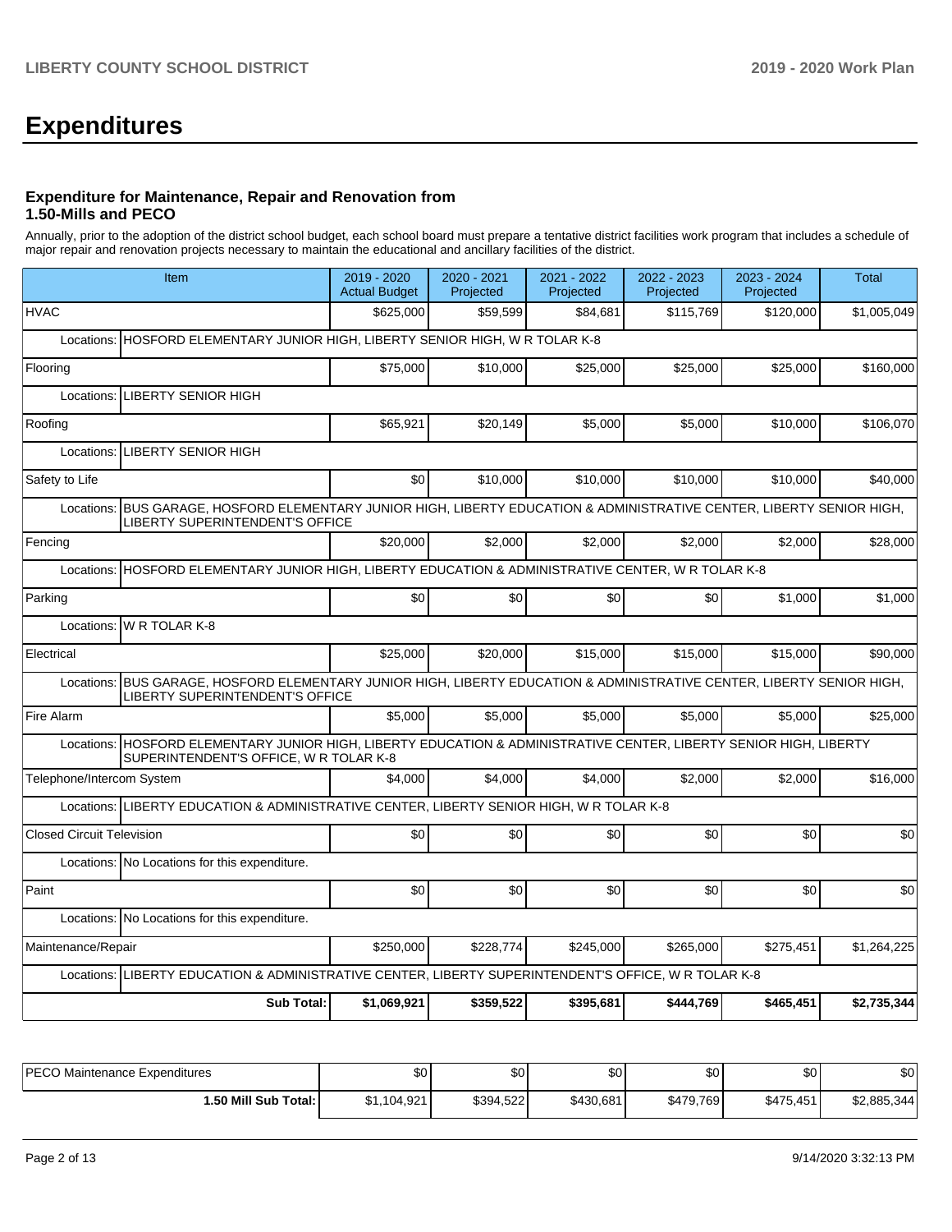# Expenditures

### Expenditure for Maintenance, Repair and Renovation from 1.50-Mills and PECO

Annually, prior to the adoption of the district school budget, each school board must prepare a tentative district facilities work program that includes a schedule of major repair and renovation projects necessary to maintain the educational and ancillary facilities of the district.

| Item | | 2019 - 2020 Actual Budget | 2020 - 2021 Projected | 2021 - 2022 Projected | 2022 - 2023 Projected | 2023 - 2024 Projected | Total |
|---|---|---|---|---|---|---|---|
| HVAC | | $625,000 | $59,599 | $84,681 | $115,769 | $120,000 | $1,005,049 |
| Locations: | HOSFORD ELEMENTARY JUNIOR HIGH, LIBERTY SENIOR HIGH, W R TOLAR K-8 | | | | | | |
| Flooring | | $75,000 | $10,000 | $25,000 | $25,000 | $25,000 | $160,000 |
| Locations: | LIBERTY SENIOR HIGH | | | | | | |
| Roofing | | $65,921 | $20,149 | $5,000 | $5,000 | $10,000 | $106,070 |
| Locations: | LIBERTY SENIOR HIGH | | | | | | |
| Safety to Life | | $0 | $10,000 | $10,000 | $10,000 | $10,000 | $40,000 |
| Locations: | BUS GARAGE, HOSFORD ELEMENTARY JUNIOR HIGH, LIBERTY EDUCATION & ADMINISTRATIVE CENTER, LIBERTY SENIOR HIGH, LIBERTY SUPERINTENDENT'S OFFICE | | | | | | |
| Fencing | | $20,000 | $2,000 | $2,000 | $2,000 | $2,000 | $28,000 |
| Locations: | HOSFORD ELEMENTARY JUNIOR HIGH, LIBERTY EDUCATION & ADMINISTRATIVE CENTER, W R TOLAR K-8 | | | | | | |
| Parking | | $0 | $0 | $0 | $0 | $1,000 | $1,000 |
| Locations: | W R TOLAR K-8 | | | | | | |
| Electrical | | $25,000 | $20,000 | $15,000 | $15,000 | $15,000 | $90,000 |
| Locations: | BUS GARAGE, HOSFORD ELEMENTARY JUNIOR HIGH, LIBERTY EDUCATION & ADMINISTRATIVE CENTER, LIBERTY SENIOR HIGH, LIBERTY SUPERINTENDENT'S OFFICE | | | | | | |
| Fire Alarm | | $5,000 | $5,000 | $5,000 | $5,000 | $5,000 | $25,000 |
| Locations: | HOSFORD ELEMENTARY JUNIOR HIGH, LIBERTY EDUCATION & ADMINISTRATIVE CENTER, LIBERTY SENIOR HIGH, LIBERTY SUPERINTENDENT'S OFFICE, W R TOLAR K-8 | | | | | | |
| Telephone/Intercom System | | $4,000 | $4,000 | $4,000 | $2,000 | $2,000 | $16,000 |
| Locations: | LIBERTY EDUCATION & ADMINISTRATIVE CENTER, LIBERTY SENIOR HIGH, W R TOLAR K-8 | | | | | | |
| Closed Circuit Television | | $0 | $0 | $0 | $0 | $0 | $0 |
| Locations: | No Locations for this expenditure. | | | | | | |
| Paint | | $0 | $0 | $0 | $0 | $0 | $0 |
| Locations: | No Locations for this expenditure. | | | | | | |
| Maintenance/Repair | | $250,000 | $228,774 | $245,000 | $265,000 | $275,451 | $1,264,225 |
| Locations: | LIBERTY EDUCATION & ADMINISTRATIVE CENTER, LIBERTY SUPERINTENDENT'S OFFICE, W R TOLAR K-8 | | | | | | |
| **Sub Total:** | | **$1,069,921** | **$359,522** | **$395,681** | **$444,769** | **$465,451** | **$2,735,344** |

| | 2019 - 2020 Actual Budget | 2020 - 2021 Projected | 2021 - 2022 Projected | 2022 - 2023 Projected | 2023 - 2024 Projected | Total |
|---|---|---|---|---|---|---|
| PECO Maintenance Expenditures | $0 | $0 | $0 | $0 | $0 | $0 |
| **1.50 Mill Sub Total:** | $1,104,921 | $394,522 | $430,681 | $479,769 | $475,451 | $2,885,344 |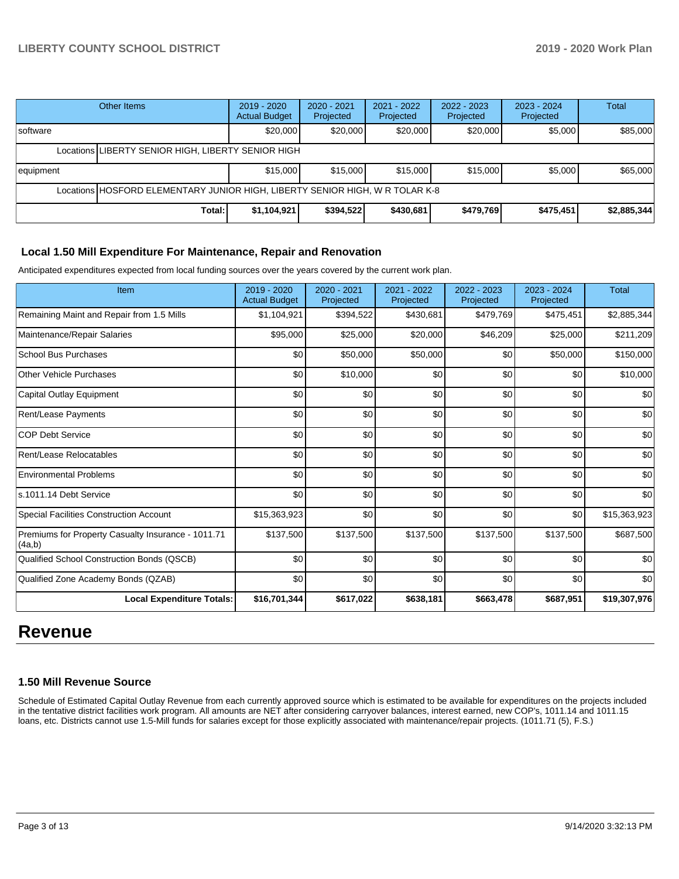| Other Items | | 2019 - 2020 Actual Budget | 2020 - 2021 Projected | 2021 - 2022 Projected | 2022 - 2023 Projected | 2023 - 2024 Projected | Total |
|---|---|---|---|---|---|---|---|
| software | | $20,000 | $20,000 | $20,000 | $20,000 | $5,000 | $85,000 |
| Locations | LIBERTY SENIOR HIGH, LIBERTY SENIOR HIGH | | | | | | |
| equipment | | $15,000 | $15,000 | $15,000 | $15,000 | $5,000 | $65,000 |
| Locations | HOSFORD ELEMENTARY JUNIOR HIGH, LIBERTY SENIOR HIGH, W R TOLAR K-8 | | | | | | |
| | Total: | $1,104,921 | $394,522 | $430,681 | $479,769 | $475,451 | $2,885,344 |

### Local 1.50 Mill Expenditure For Maintenance, Repair and Renovation

Anticipated expenditures expected from local funding sources over the years covered by the current work plan.

| Item | 2019 - 2020 Actual Budget | 2020 - 2021 Projected | 2021 - 2022 Projected | 2022 - 2023 Projected | 2023 - 2024 Projected | Total |
|---|---|---|---|---|---|---|
| Remaining Maint and Repair from 1.5 Mills | $1,104,921 | $394,522 | $430,681 | $479,769 | $475,451 | $2,885,344 |
| Maintenance/Repair Salaries | $95,000 | $25,000 | $20,000 | $46,209 | $25,000 | $211,209 |
| School Bus Purchases | $0 | $50,000 | $50,000 | $0 | $50,000 | $150,000 |
| Other Vehicle Purchases | $0 | $10,000 | $0 | $0 | $0 | $10,000 |
| Capital Outlay Equipment | $0 | $0 | $0 | $0 | $0 | $0 |
| Rent/Lease Payments | $0 | $0 | $0 | $0 | $0 | $0 |
| COP Debt Service | $0 | $0 | $0 | $0 | $0 | $0 |
| Rent/Lease Relocatables | $0 | $0 | $0 | $0 | $0 | $0 |
| Environmental Problems | $0 | $0 | $0 | $0 | $0 | $0 |
| s.1011.14 Debt Service | $0 | $0 | $0 | $0 | $0 | $0 |
| Special Facilities Construction Account | $15,363,923 | $0 | $0 | $0 | $0 | $15,363,923 |
| Premiums for Property Casualty Insurance - 1011.71 (4a,b) | $137,500 | $137,500 | $137,500 | $137,500 | $137,500 | $687,500 |
| Qualified School Construction Bonds (QSCB) | $0 | $0 | $0 | $0 | $0 | $0 |
| Qualified Zone Academy Bonds (QZAB) | $0 | $0 | $0 | $0 | $0 | $0 |
| **Local Expenditure Totals:** | **$16,701,344** | **$617,022** | **$638,181** | **$663,478** | **$687,951** | **$19,307,976** |

# Revenue

### 1.50 Mill Revenue Source

Schedule of Estimated Capital Outlay Revenue from each currently approved source which is estimated to be available for expenditures on the projects included in the tentative district facilities work program. All amounts are NET after considering carryover balances, interest earned, new COP's, 1011.14 and 1011.15 loans, etc. Districts cannot use 1.5-Mill funds for salaries except for those explicitly associated with maintenance/repair projects. (1011.71 (5), F.S.)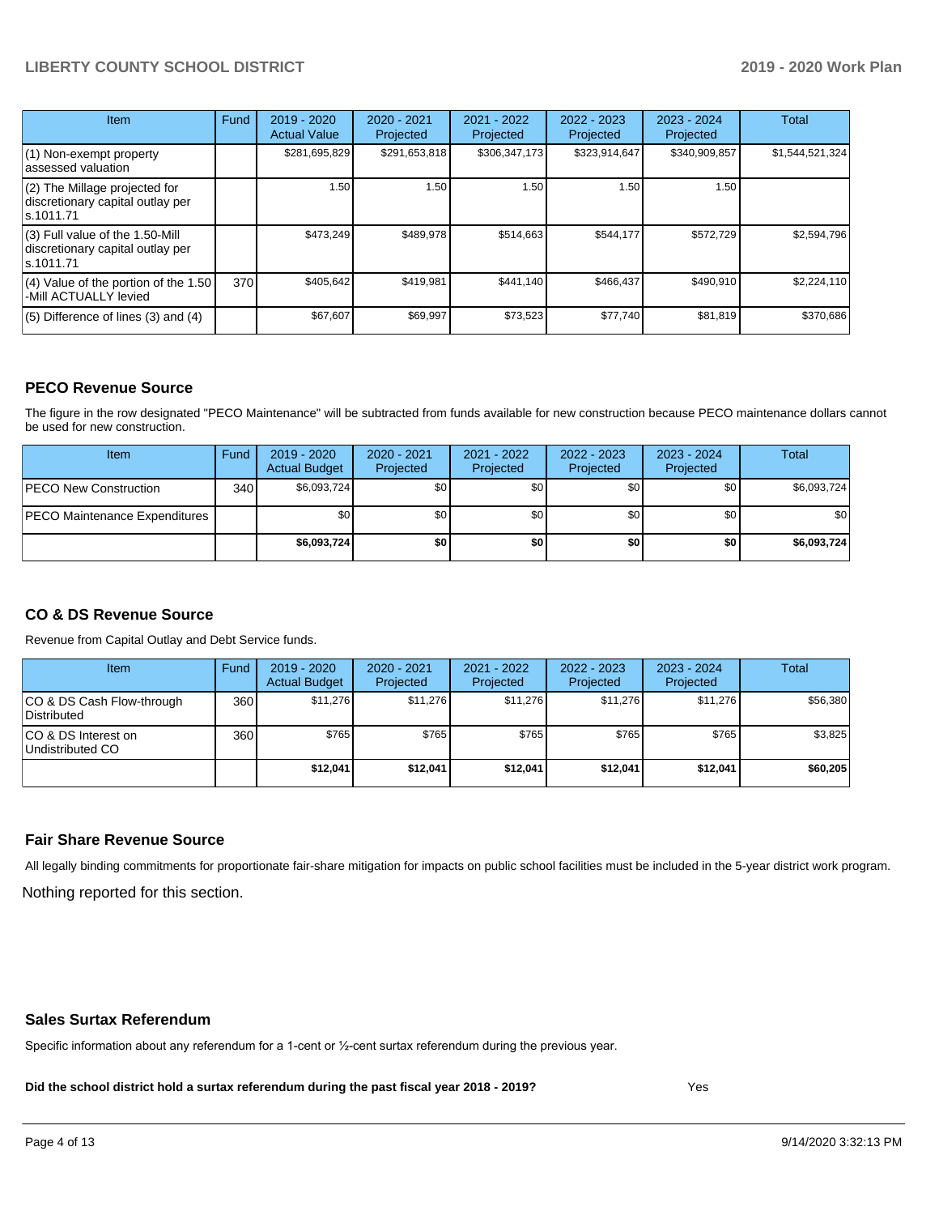| Item | Fund | 2019 - 2020 Actual Value | 2020 - 2021 Projected | 2021 - 2022 Projected | 2022 - 2023 Projected | 2023 - 2024 Projected | Total |
|---|---|---|---|---|---|---|---|
| (1) Non-exempt property assessed valuation | | $281,695,829 | $291,653,818 | $306,347,173 | $323,914,647 | $340,909,857 | $1,544,521,324 |
| (2) The Millage projected for discretionary capital outlay per s.1011.71 | | 1.50 | 1.50 | 1.50 | 1.50 | 1.50 | |
| (3) Full value of the 1.50-Mill discretionary capital outlay per s.1011.71 | | $473,249 | $489,978 | $514,663 | $544,177 | $572,729 | $2,594,796 |
| (4) Value of the portion of the 1.50 -Mill ACTUALLY levied | 370 | $405,642 | $419,981 | $441,140 | $466,437 | $490,910 | $2,224,110 |
| (5) Difference of lines (3) and (4) | | $67,607 | $69,997 | $73,523 | $77,740 | $81,819 | $370,686 |

## PECO Revenue Source

The figure in the row designated "PECO Maintenance" will be subtracted from funds available for new construction because PECO maintenance dollars cannot be used for new construction.

| Item | Fund | 2019 - 2020 Actual Budget | 2020 - 2021 Projected | 2021 - 2022 Projected | 2022 - 2023 Projected | 2023 - 2024 Projected | Total |
|---|---|---|---|---|---|---|---|
| PECO New Construction | 340 | $6,093,724 | $0 | $0 | $0 | $0 | $6,093,724 |
| PECO Maintenance Expenditures | | $0 | $0 | $0 | $0 | $0 | $0 |
| | | **$6,093,724** | **$0** | **$0** | **$0** | **$0** | **$6,093,724** |

## CO & DS Revenue Source

Revenue from Capital Outlay and Debt Service funds.

| Item | Fund | 2019 - 2020 Actual Budget | 2020 - 2021 Projected | 2021 - 2022 Projected | 2022 - 2023 Projected | 2023 - 2024 Projected | Total |
|---|---|---|---|---|---|---|---|
| CO & DS Cash Flow-through Distributed | 360 | $11,276 | $11,276 | $11,276 | $11,276 | $11,276 | $56,380 |
| CO & DS Interest on Undistributed CO | 360 | $765 | $765 | $765 | $765 | $765 | $3,825 |
| | | **$12,041** | **$12,041** | **$12,041** | **$12,041** | **$12,041** | **$60,205** |

## Fair Share Revenue Source

All legally binding commitments for proportionate fair-share mitigation for impacts on public school facilities must be included in the 5-year district work program.

Nothing reported for this section.

## Sales Surtax Referendum

Specific information about any referendum for a 1-cent or ½-cent surtax referendum during the previous year.

**Did the school district hold a surtax referendum during the past fiscal year 2018 - 2019?** Yes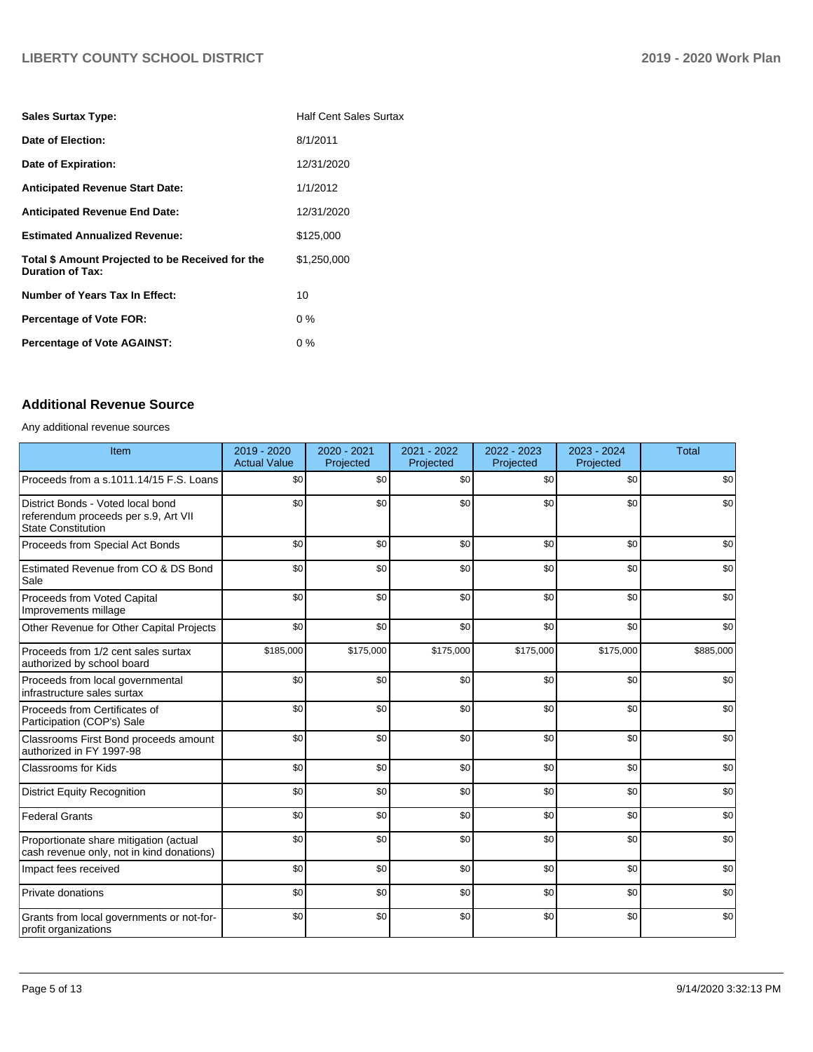| | |
|---|---|
| **Sales Surtax Type:** | Half Cent Sales Surtax |
| **Date of Election:** | 8/1/2011 |
| **Date of Expiration:** | 12/31/2020 |
| **Anticipated Revenue Start Date:** | 1/1/2012 |
| **Anticipated Revenue End Date:** | 12/31/2020 |
| **Estimated Annualized Revenue:** | $125,000 |
| **Total $ Amount Projected to be Received for the Duration of Tax:** | $1,250,000 |
| **Number of Years Tax In Effect:** | 10 |
| **Percentage of Vote FOR:** | 0 % |
| **Percentage of Vote AGAINST:** | 0 % |

## Additional Revenue Source

Any additional revenue sources

| Item | 2019 - 2020 Actual Value | 2020 - 2021 Projected | 2021 - 2022 Projected | 2022 - 2023 Projected | 2023 - 2024 Projected | Total |
|---|---|---|---|---|---|---|
| Proceeds from a s.1011.14/15 F.S. Loans | $0 | $0 | $0 | $0 | $0 | $0 |
| District Bonds - Voted local bond referendum proceeds per s.9, Art VII State Constitution | $0 | $0 | $0 | $0 | $0 | $0 |
| Proceeds from Special Act Bonds | $0 | $0 | $0 | $0 | $0 | $0 |
| Estimated Revenue from CO & DS Bond Sale | $0 | $0 | $0 | $0 | $0 | $0 |
| Proceeds from Voted Capital Improvements millage | $0 | $0 | $0 | $0 | $0 | $0 |
| Other Revenue for Other Capital Projects | $0 | $0 | $0 | $0 | $0 | $0 |
| Proceeds from 1/2 cent sales surtax authorized by school board | $185,000 | $175,000 | $175,000 | $175,000 | $175,000 | $885,000 |
| Proceeds from local governmental infrastructure sales surtax | $0 | $0 | $0 | $0 | $0 | $0 |
| Proceeds from Certificates of Participation (COP's) Sale | $0 | $0 | $0 | $0 | $0 | $0 |
| Classrooms First Bond proceeds amount authorized in FY 1997-98 | $0 | $0 | $0 | $0 | $0 | $0 |
| Classrooms for Kids | $0 | $0 | $0 | $0 | $0 | $0 |
| District Equity Recognition | $0 | $0 | $0 | $0 | $0 | $0 |
| Federal Grants | $0 | $0 | $0 | $0 | $0 | $0 |
| Proportionate share mitigation (actual cash revenue only, not in kind donations) | $0 | $0 | $0 | $0 | $0 | $0 |
| Impact fees received | $0 | $0 | $0 | $0 | $0 | $0 |
| Private donations | $0 | $0 | $0 | $0 | $0 | $0 |
| Grants from local governments or not-for-profit organizations | $0 | $0 | $0 | $0 | $0 | $0 |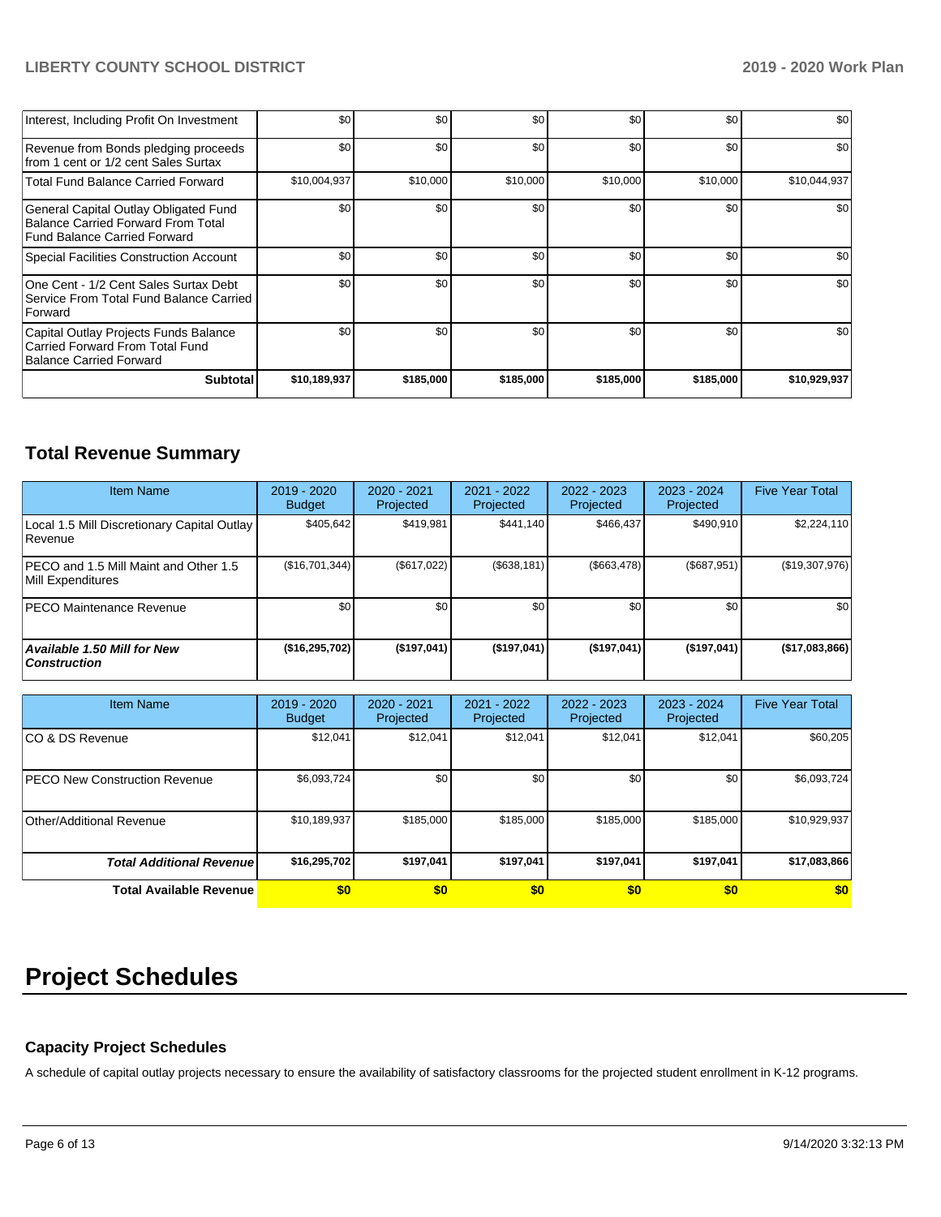| | | | | | | |
|---|---|---|---|---|---|---|
| Interest, Including Profit On Investment | $0 | $0 | $0 | $0 | $0 | $0 |
| Revenue from Bonds pledging proceeds from 1 cent or 1/2 cent Sales Surtax | $0 | $0 | $0 | $0 | $0 | $0 |
| Total Fund Balance Carried Forward | $10,004,937 | $10,000 | $10,000 | $10,000 | $10,000 | $10,044,937 |
| General Capital Outlay Obligated Fund Balance Carried Forward From Total Fund Balance Carried Forward | $0 | $0 | $0 | $0 | $0 | $0 |
| Special Facilities Construction Account | $0 | $0 | $0 | $0 | $0 | $0 |
| One Cent - 1/2 Cent Sales Surtax Debt Service From Total Fund Balance Carried Forward | $0 | $0 | $0 | $0 | $0 | $0 |
| Capital Outlay Projects Funds Balance Carried Forward From Total Fund Balance Carried Forward | $0 | $0 | $0 | $0 | $0 | $0 |
| **Subtotal** | **$10,189,937** | **$185,000** | **$185,000** | **$185,000** | **$185,000** | **$10,929,937** |

## Total Revenue Summary

| Item Name | 2019 - 2020 Budget | 2020 - 2021 Projected | 2021 - 2022 Projected | 2022 - 2023 Projected | 2023 - 2024 Projected | Five Year Total |
|---|---|---|---|---|---|---|
| Local 1.5 Mill Discretionary Capital Outlay Revenue | $405,642 | $419,981 | $441,140 | $466,437 | $490,910 | $2,224,110 |
| PECO and 1.5 Mill Maint and Other 1.5 Mill Expenditures | ($16,701,344) | ($617,022) | ($638,181) | ($663,478) | ($687,951) | ($19,307,976) |
| PECO Maintenance Revenue | $0 | $0 | $0 | $0 | $0 | $0 |
| ***Available 1.50 Mill for New Construction*** | **($16,295,702)** | **($197,041)** | **($197,041)** | **($197,041)** | **($197,041)** | **($17,083,866)** |

| Item Name | 2019 - 2020 Budget | 2020 - 2021 Projected | 2021 - 2022 Projected | 2022 - 2023 Projected | 2023 - 2024 Projected | Five Year Total |
|---|---|---|---|---|---|---|
| CO & DS Revenue | $12,041 | $12,041 | $12,041 | $12,041 | $12,041 | $60,205 |
| PECO New Construction Revenue | $6,093,724 | $0 | $0 | $0 | $0 | $6,093,724 |
| Other/Additional Revenue | $10,189,937 | $185,000 | $185,000 | $185,000 | $185,000 | $10,929,937 |
| ***Total Additional Revenue*** | **$16,295,702** | **$197,041** | **$197,041** | **$197,041** | **$197,041** | **$17,083,866** |
| **Total Available Revenue** | **$0** | **$0** | **$0** | **$0** | **$0** | **$0** |

# Project Schedules

### Capacity Project Schedules

A schedule of capital outlay projects necessary to ensure the availability of satisfactory classrooms for the projected student enrollment in K-12 programs.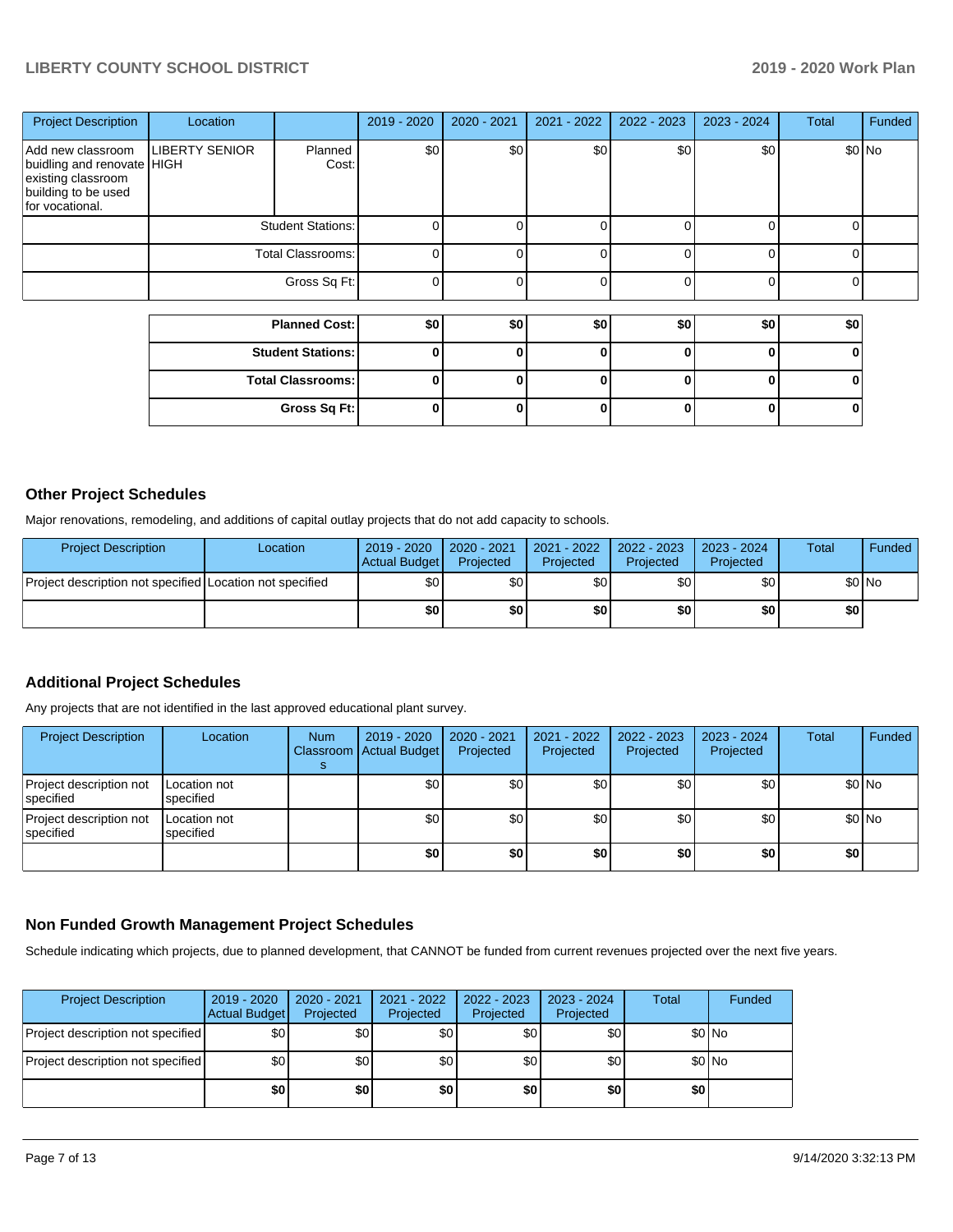| Project Description | Location | | 2019 - 2020 | 2020 - 2021 | 2021 - 2022 | 2022 - 2023 | 2023 - 2024 | Total | Funded |
|---|---|---|---|---|---|---|---|---|---|
| Add new classroom buidling and renovate existing classroom building to be used for vocational. | LIBERTY SENIOR HIGH | Planned Cost: | $0 | $0 | $0 | $0 | $0 | $0 | No |
| | | Student Stations: | 0 | 0 | 0 | 0 | 0 | 0 | |
| | | Total Classrooms: | 0 | 0 | 0 | 0 | 0 | 0 | |
| | | Gross Sq Ft: | 0 | 0 | 0 | 0 | 0 | 0 | |

| | 2019 - 2020 | 2020 - 2021 | 2021 - 2022 | 2022 - 2023 | 2023 - 2024 | Total |
|---|---|---|---|---|---|---|
| **Planned Cost:** | **$0** | **$0** | **$0** | **$0** | **$0** | **$0** |
| **Student Stations:** | **0** | **0** | **0** | **0** | **0** | **0** |
| **Total Classrooms:** | **0** | **0** | **0** | **0** | **0** | **0** |
| **Gross Sq Ft:** | **0** | **0** | **0** | **0** | **0** | **0** |

## Other Project Schedules

Major renovations, remodeling, and additions of capital outlay projects that do not add capacity to schools.

| Project Description | Location | 2019 - 2020 Actual Budget | 2020 - 2021 Projected | 2021 - 2022 Projected | 2022 - 2023 Projected | 2023 - 2024 Projected | Total | Funded |
|---|---|---|---|---|---|---|---|---|
| Project description not specified | Location not specified | $0 | $0 | $0 | $0 | $0 | $0 | No |
| | | **$0** | **$0** | **$0** | **$0** | **$0** | **$0** | |

## Additional Project Schedules

Any projects that are not identified in the last approved educational plant survey.

| Project Description | Location | Num Classrooms | 2019 - 2020 Actual Budget | 2020 - 2021 Projected | 2021 - 2022 Projected | 2022 - 2023 Projected | 2023 - 2024 Projected | Total | Funded |
|---|---|---|---|---|---|---|---|---|---|
| Project description not specified | Location not specified | | $0 | $0 | $0 | $0 | $0 | $0 | No |
| Project description not specified | Location not specified | | $0 | $0 | $0 | $0 | $0 | $0 | No |
| | | | **$0** | **$0** | **$0** | **$0** | **$0** | **$0** | |

## Non Funded Growth Management Project Schedules

Schedule indicating which projects, due to planned development, that CANNOT be funded from current revenues projected over the next five years.

| Project Description | 2019 - 2020 Actual Budget | 2020 - 2021 Projected | 2021 - 2022 Projected | 2022 - 2023 Projected | 2023 - 2024 Projected | Total | Funded |
|---|---|---|---|---|---|---|---|
| Project description not specified | $0 | $0 | $0 | $0 | $0 | $0 | No |
| Project description not specified | $0 | $0 | $0 | $0 | $0 | $0 | No |
| | **$0** | **$0** | **$0** | **$0** | **$0** | **$0** | |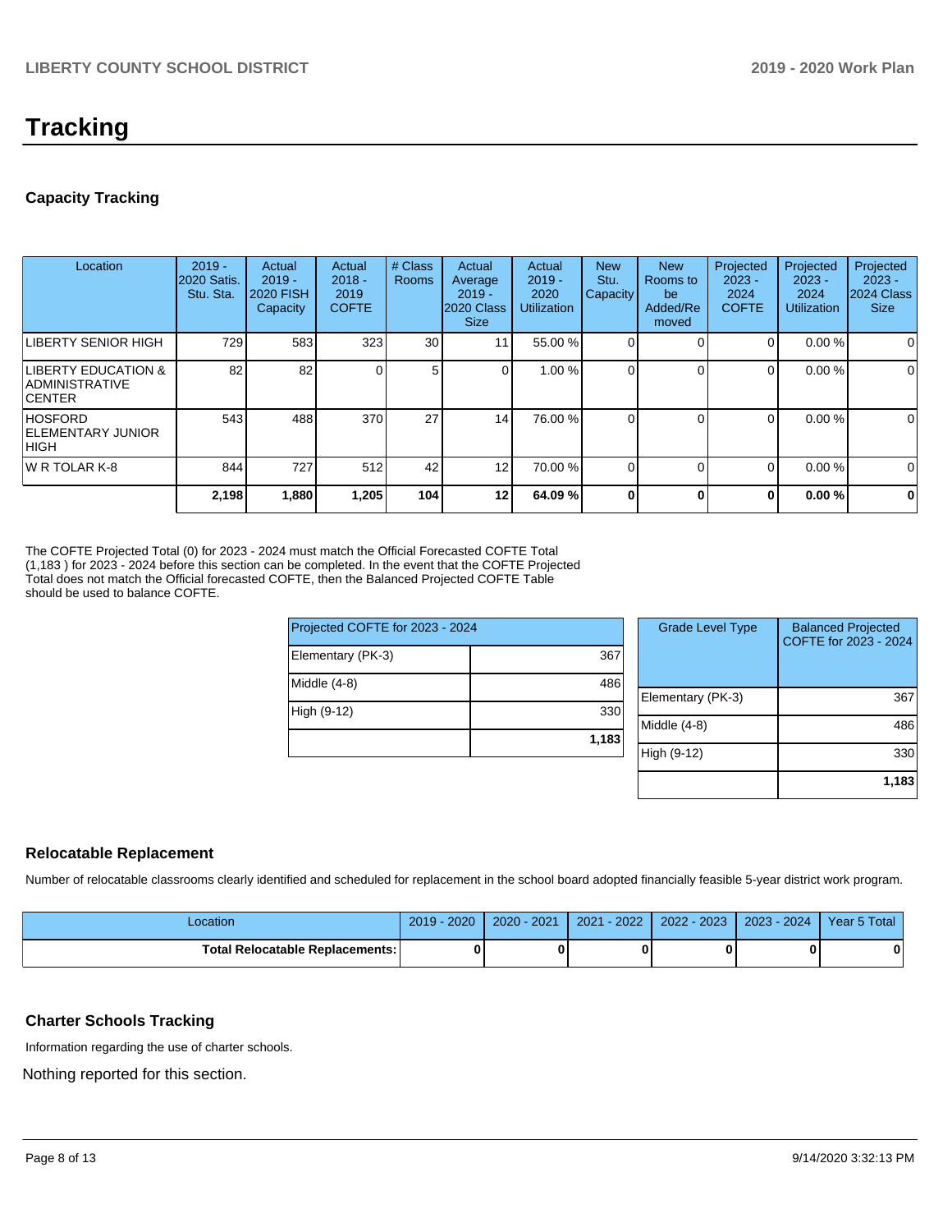# Tracking

## Capacity Tracking

| Location | 2019 - 2020 Satis. Stu. Sta. | Actual 2019 - 2020 FISH Capacity | Actual 2018 - 2019 COFTE | # Class Rooms | Actual Average 2019 - 2020 Class Size | Actual 2019 - 2020 Utilization | New Stu. Capacity | New Rooms to be Added/Re moved | Projected 2023 - 2024 COFTE | Projected 2023 - 2024 Utilization | Projected 2023 - 2024 Class Size |
|---|---|---|---|---|---|---|---|---|---|---|---|
| LIBERTY SENIOR HIGH | 729 | 583 | 323 | 30 | 11 | 55.00 % | 0 | 0 | 0 | 0.00 % | 0 |
| LIBERTY EDUCATION & ADMINISTRATIVE CENTER | 82 | 82 | 0 | 5 | 0 | 1.00 % | 0 | 0 | 0 | 0.00 % | 0 |
| HOSFORD ELEMENTARY JUNIOR HIGH | 543 | 488 | 370 | 27 | 14 | 76.00 % | 0 | 0 | 0 | 0.00 % | 0 |
| W R TOLAR K-8 | 844 | 727 | 512 | 42 | 12 | 70.00 % | 0 | 0 | 0 | 0.00 % | 0 |
| | **2,198** | **1,880** | **1,205** | **104** | **12** | **64.09 %** | **0** | **0** | **0** | **0.00 %** | **0** |

The COFTE Projected Total (0) for 2023 - 2024 must match the Official Forecasted COFTE Total (1,183 ) for 2023 - 2024 before this section can be completed. In the event that the COFTE Projected Total does not match the Official forecasted COFTE, then the Balanced Projected COFTE Table should be used to balance COFTE.

| Projected COFTE for 2023 - 2024 | |
|---|---|
| Elementary (PK-3) | 367 |
| Middle (4-8) | 486 |
| High (9-12) | 330 |
| | **1,183** |

| Grade Level Type | Balanced Projected COFTE for 2023 - 2024 |
|---|---|
| Elementary (PK-3) | 367 |
| Middle (4-8) | 486 |
| High (9-12) | 330 |
| | **1,183** |

## Relocatable Replacement

Number of relocatable classrooms clearly identified and scheduled for replacement in the school board adopted financially feasible 5-year district work program.

| Location | 2019 - 2020 | 2020 - 2021 | 2021 - 2022 | 2022 - 2023 | 2023 - 2024 | Year 5 Total |
|---|---|---|---|---|---|---|
| **Total Relocatable Replacements:** | **0** | **0** | **0** | **0** | **0** | **0** |

## Charter Schools Tracking

Information regarding the use of charter schools.

Nothing reported for this section.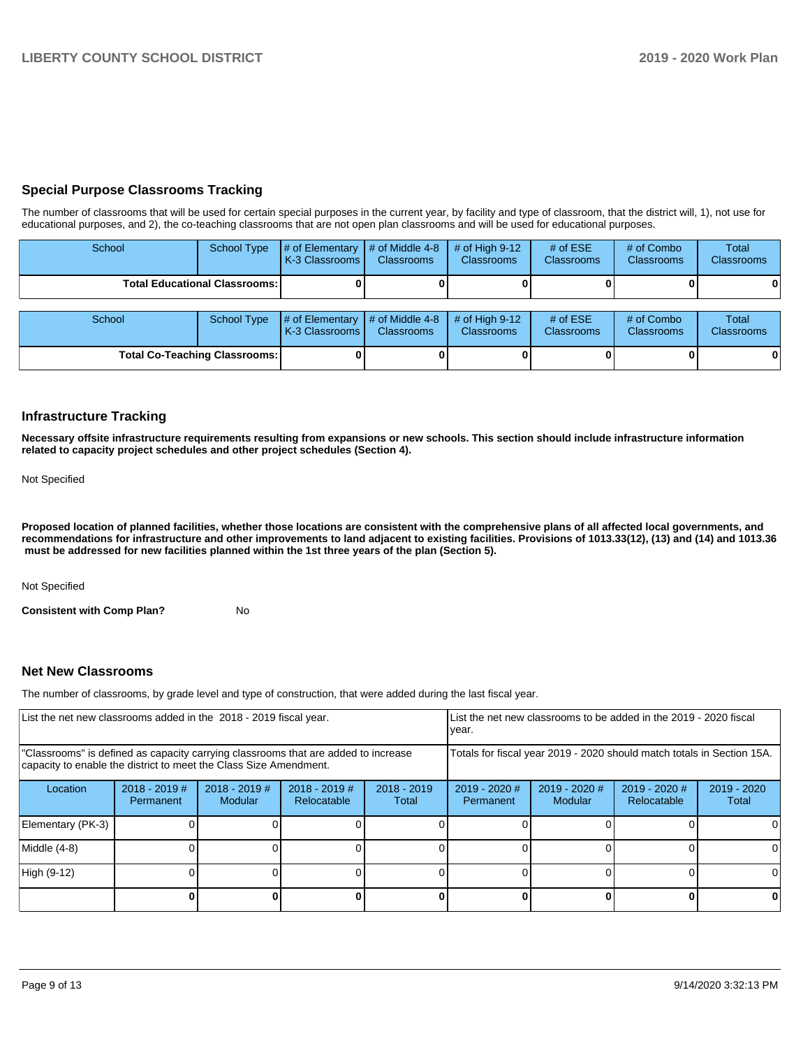## Special Purpose Classrooms Tracking

The number of classrooms that will be used for certain special purposes in the current year, by facility and type of classroom, that the district will, 1), not use for educational purposes, and 2), the co-teaching classrooms that are not open plan classrooms and will be used for educational purposes.

| School | School Type | # of Elementary K-3 Classrooms | # of Middle 4-8 Classrooms | # of High 9-12 Classrooms | # of ESE Classrooms | # of Combo Classrooms | Total Classrooms |
|---|---|---|---|---|---|---|---|
| **Total Educational Classrooms:** | | **0** | **0** | **0** | **0** | **0** | **0** |

| School | School Type | # of Elementary K-3 Classrooms | # of Middle 4-8 Classrooms | # of High 9-12 Classrooms | # of ESE Classrooms | # of Combo Classrooms | Total Classrooms |
|---|---|---|---|---|---|---|---|
| **Total Co-Teaching Classrooms:** | | **0** | **0** | **0** | **0** | **0** | **0** |

## Infrastructure Tracking

**Necessary offsite infrastructure requirements resulting from expansions or new schools. This section should include infrastructure information related to capacity project schedules and other project schedules (Section 4).**

Not Specified

**Proposed location of planned facilities, whether those locations are consistent with the comprehensive plans of all affected local governments, and recommendations for infrastructure and other improvements to land adjacent to existing facilities. Provisions of 1013.33(12), (13) and (14) and 1013.36 must be addressed for new facilities planned within the 1st three years of the plan (Section 5).**

Not Specified

**Consistent with Comp Plan?** No

## Net New Classrooms

The number of classrooms, by grade level and type of construction, that were added during the last fiscal year.

| List the net new classrooms added in the 2018 - 2019 fiscal year. | | | | | List the net new classrooms to be added in the 2019 - 2020 fiscal year. | | | |
|---|---|---|---|---|---|---|---|---|
| "Classrooms" is defined as capacity carrying classrooms that are added to increase capacity to enable the district to meet the Class Size Amendment. | | | | | Totals for fiscal year 2019 - 2020 should match totals in Section 15A. | | | |
| Location | 2018 - 2019 # Permanent | 2018 - 2019 # Modular | 2018 - 2019 # Relocatable | 2018 - 2019 Total | 2019 - 2020 # Permanent | 2019 - 2020 # Modular | 2019 - 2020 # Relocatable | 2019 - 2020 Total |
| Elementary (PK-3) | 0 | 0 | 0 | 0 | 0 | 0 | 0 | 0 |
| Middle (4-8) | 0 | 0 | 0 | 0 | 0 | 0 | 0 | 0 |
| High (9-12) | 0 | 0 | 0 | 0 | 0 | 0 | 0 | 0 |
| | **0** | **0** | **0** | **0** | **0** | **0** | **0** | **0** |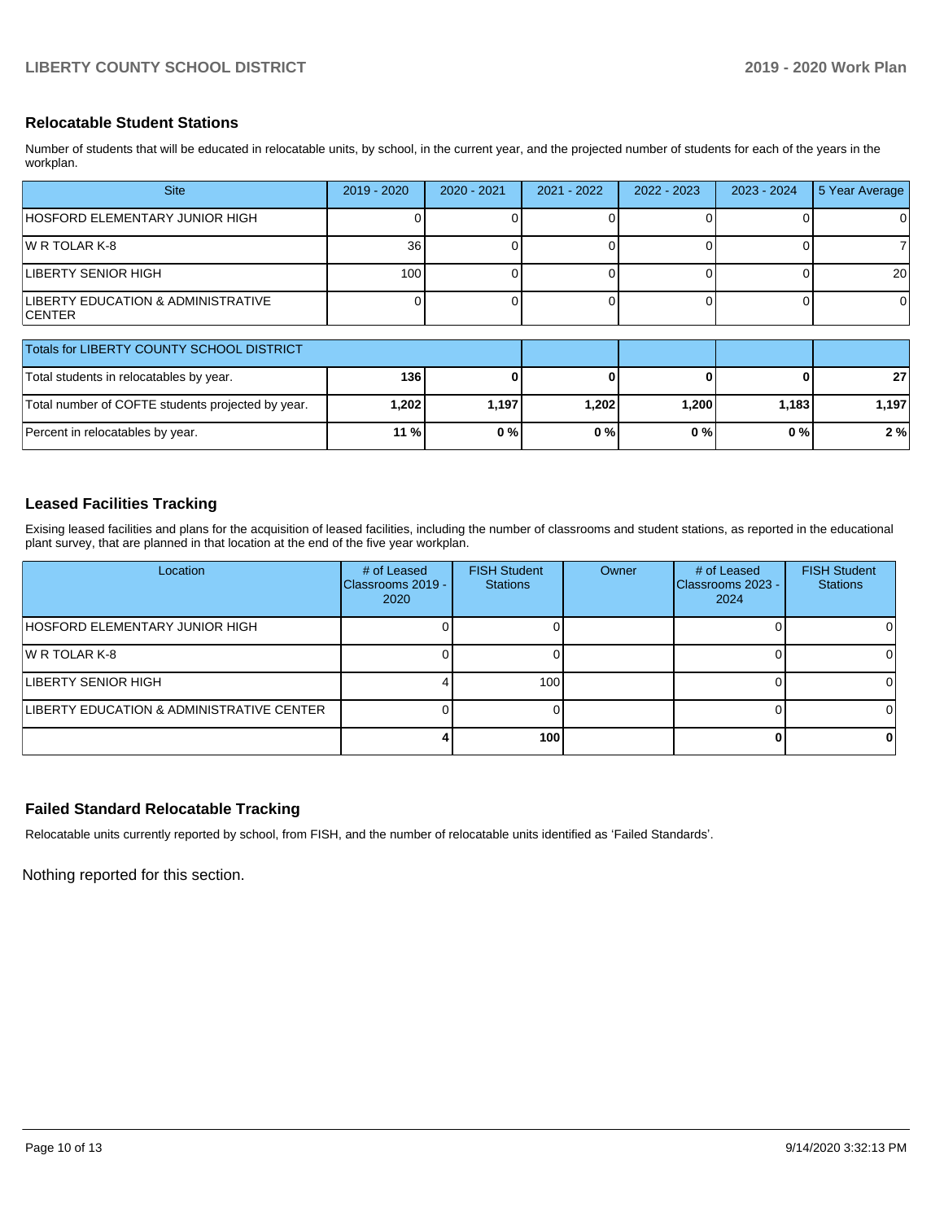## Relocatable Student Stations

Number of students that will be educated in relocatable units, by school, in the current year, and the projected number of students for each of the years in the workplan.

| Site | 2019 - 2020 | 2020 - 2021 | 2021 - 2022 | 2022 - 2023 | 2023 - 2024 | 5 Year Average |
|---|---|---|---|---|---|---|
| HOSFORD ELEMENTARY JUNIOR HIGH | 0 | 0 | 0 | 0 | 0 | 0 |
| W R TOLAR K-8 | 36 | 0 | 0 | 0 | 0 | 7 |
| LIBERTY SENIOR HIGH | 100 | 0 | 0 | 0 | 0 | 20 |
| LIBERTY EDUCATION & ADMINISTRATIVE CENTER | 0 | 0 | 0 | 0 | 0 | 0 |

| Totals for LIBERTY COUNTY SCHOOL DISTRICT | | | | | | |
|---|---|---|---|---|---|---|
| Total students in relocatables by year. | **136** | **0** | **0** | **0** | **0** | **27** |
| Total number of COFTE students projected by year. | **1,202** | **1,197** | **1,202** | **1,200** | **1,183** | **1,197** |
| Percent in relocatables by year. | **11 %** | **0 %** | **0 %** | **0 %** | **0 %** | **2 %** |

## Leased Facilities Tracking

Exising leased facilities and plans for the acquisition of leased facilities, including the number of classrooms and student stations, as reported in the educational plant survey, that are planned in that location at the end of the five year workplan.

| Location | # of Leased Classrooms 2019 - 2020 | FISH Student Stations | Owner | # of Leased Classrooms 2023 - 2024 | FISH Student Stations |
|---|---|---|---|---|---|
| HOSFORD ELEMENTARY JUNIOR HIGH | 0 | 0 | | 0 | 0 |
| W R TOLAR K-8 | 0 | 0 | | 0 | 0 |
| LIBERTY SENIOR HIGH | 4 | 100 | | 0 | 0 |
| LIBERTY EDUCATION & ADMINISTRATIVE CENTER | 0 | 0 | | 0 | 0 |
| | **4** | **100** | | **0** | **0** |

## Failed Standard Relocatable Tracking

Relocatable units currently reported by school, from FISH, and the number of relocatable units identified as 'Failed Standards'.

Nothing reported for this section.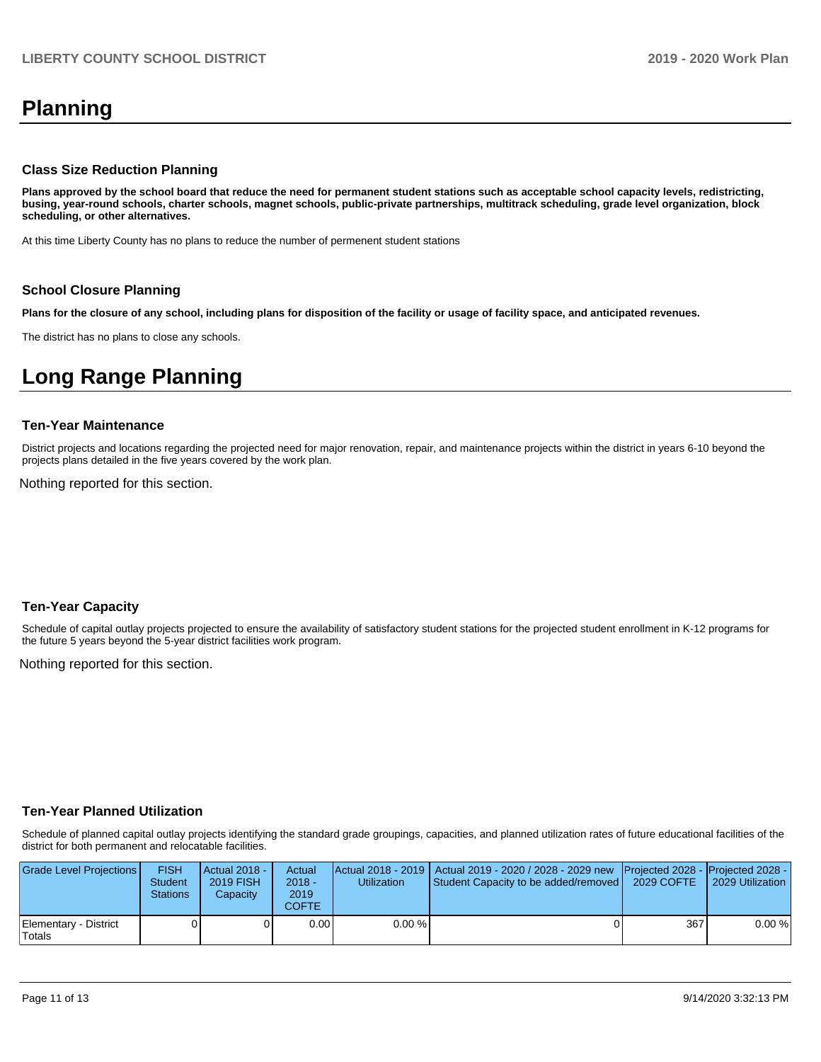# Planning

### Class Size Reduction Planning

**Plans approved by the school board that reduce the need for permanent student stations such as acceptable school capacity levels, redistricting, busing, year-round schools, charter schools, magnet schools, public-private partnerships, multitrack scheduling, grade level organization, block scheduling, or other alternatives.**

At this time Liberty County has no plans to reduce the number of permenent student stations

### School Closure Planning

**Plans for the closure of any school, including plans for disposition of the facility or usage of facility space, and anticipated revenues.**

The district has no plans to close any schools.

# Long Range Planning

### Ten-Year Maintenance

District projects and locations regarding the projected need for major renovation, repair, and maintenance projects within the district in years 6-10 beyond the projects plans detailed in the five years covered by the work plan.

Nothing reported for this section.

### Ten-Year Capacity

Schedule of capital outlay projects projected to ensure the availability of satisfactory student stations for the projected student enrollment in K-12 programs for the future 5 years beyond the 5-year district facilities work program.

Nothing reported for this section.

### Ten-Year Planned Utilization

Schedule of planned capital outlay projects identifying the standard grade groupings, capacities, and planned utilization rates of future educational facilities of the district for both permanent and relocatable facilities.

| Grade Level Projections | FISH Student Stations | Actual 2018 - 2019 FISH Capacity | Actual 2018 - 2019 COFTE | Actual 2018 - 2019 Utilization | Actual 2019 - 2020 / 2028 - 2029 new Student Capacity to be added/removed | Projected 2028 - 2029 COFTE | Projected 2028 - 2029 Utilization |
|---|---|---|---|---|---|---|---|
| Elementary - District Totals | 0 | 0 | 0.00 | 0.00 % | 0 | 367 | 0.00 % |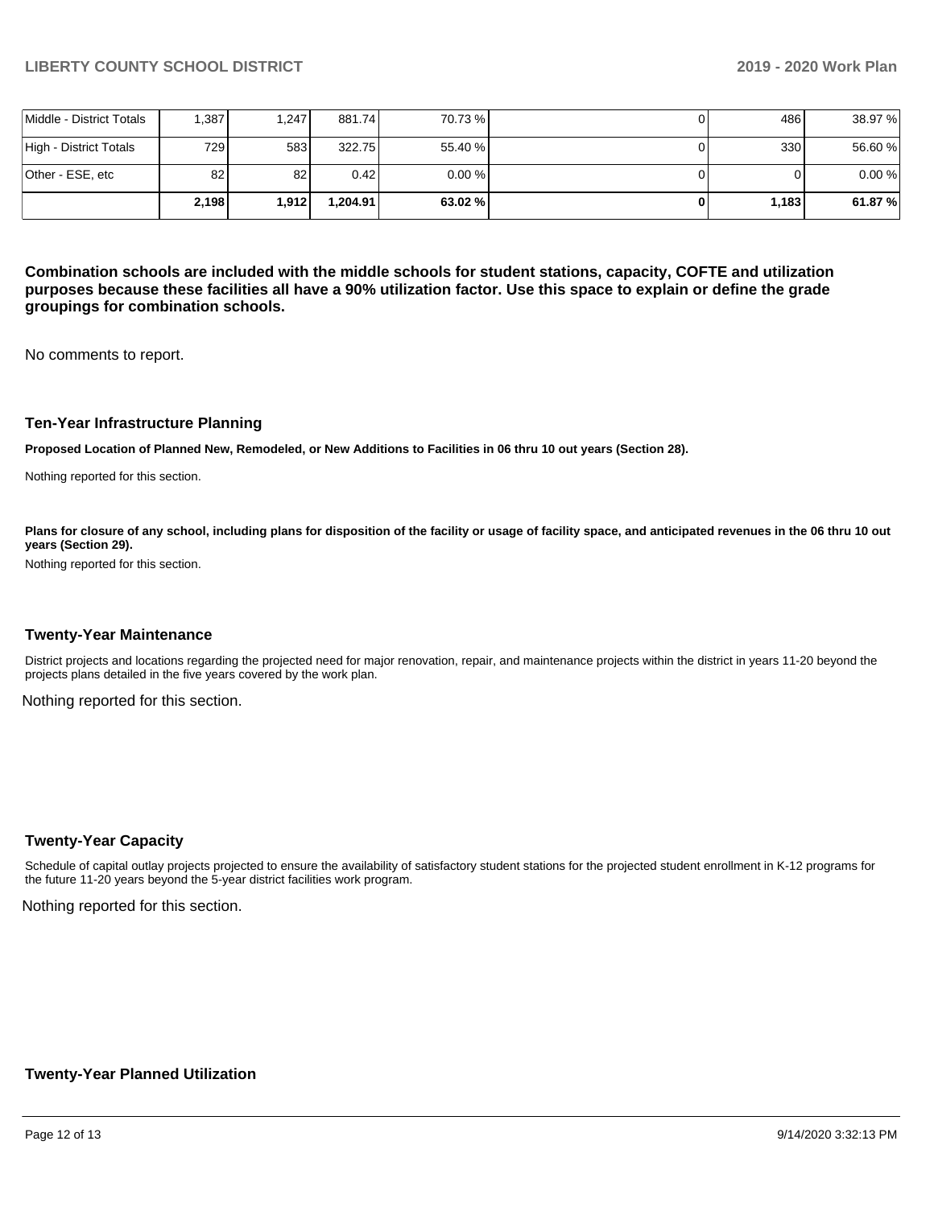| | | | | | | | |
|---|---|---|---|---|---|---|---|
| Middle - District Totals | 1,387 | 1,247 | 881.74 | 70.73 % | 0 | 486 | 38.97 % |
| High - District Totals | 729 | 583 | 322.75 | 55.40 % | 0 | 330 | 56.60 % |
| Other - ESE, etc | 82 | 82 | 0.42 | 0.00 % | 0 | 0 | 0.00 % |
| | **2,198** | **1,912** | **1,204.91** | **63.02 %** | **0** | **1,183** | **61.87 %** |

**Combination schools are included with the middle schools for student stations, capacity, COFTE and utilization purposes because these facilities all have a 90% utilization factor. Use this space to explain or define the grade groupings for combination schools.**

No comments to report.

### Ten-Year Infrastructure Planning

**Proposed Location of Planned New, Remodeled, or New Additions to Facilities in 06 thru 10 out years (Section 28).**

Nothing reported for this section.

**Plans for closure of any school, including plans for disposition of the facility or usage of facility space, and anticipated revenues in the 06 thru 10 out years (Section 29).**

Nothing reported for this section.

### Twenty-Year Maintenance

District projects and locations regarding the projected need for major renovation, repair, and maintenance projects within the district in years 11-20 beyond the projects plans detailed in the five years covered by the work plan.

Nothing reported for this section.

### Twenty-Year Capacity

Schedule of capital outlay projects projected to ensure the availability of satisfactory student stations for the projected student enrollment in K-12 programs for the future 11-20 years beyond the 5-year district facilities work program.

Nothing reported for this section.

### Twenty-Year Planned Utilization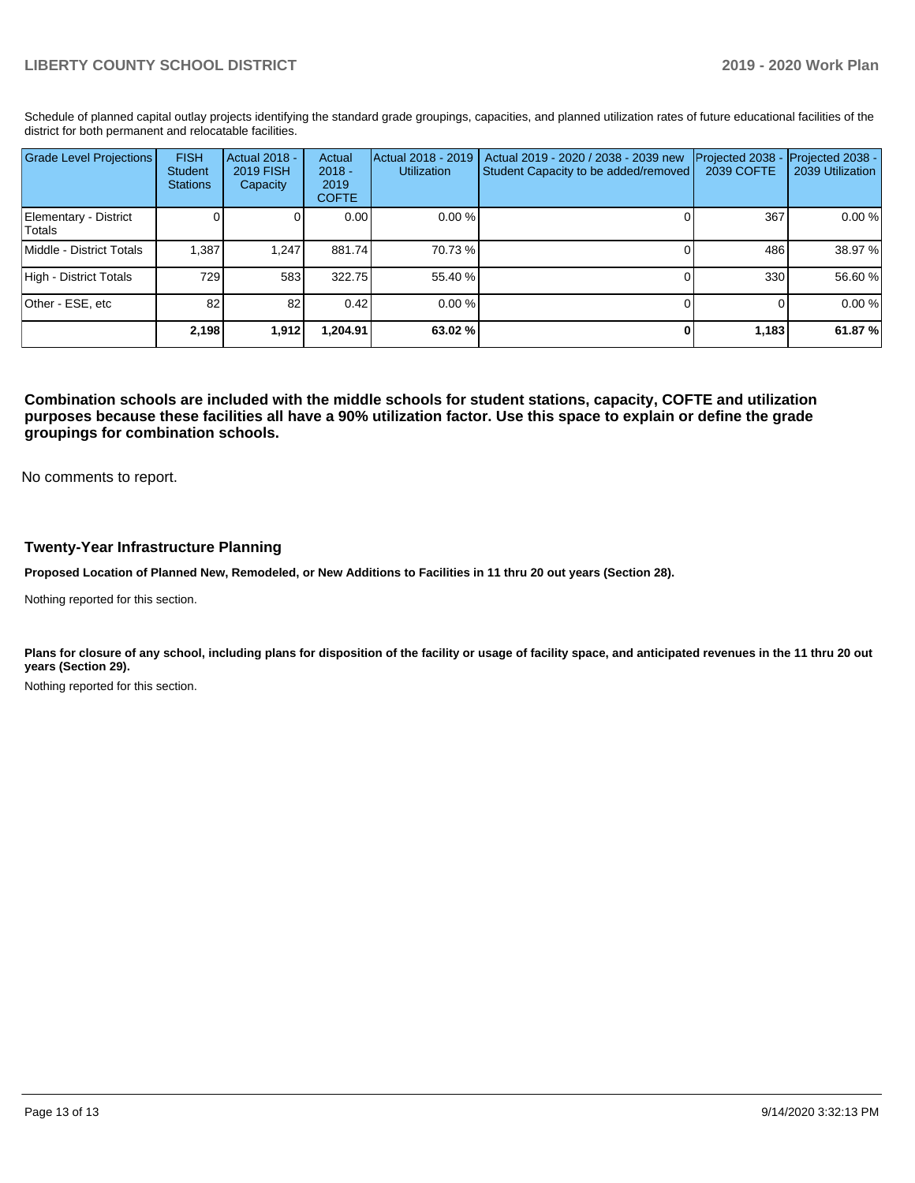Schedule of planned capital outlay projects identifying the standard grade groupings, capacities, and planned utilization rates of future educational facilities of the district for both permanent and relocatable facilities.

| Grade Level Projections | FISH Student Stations | Actual 2018 - 2019 FISH Capacity | Actual 2018 - 2019 COFTE | Actual 2018 - 2019 Utilization | Actual 2019 - 2020 / 2038 - 2039 new Student Capacity to be added/removed | Projected 2038 - 2039 COFTE | Projected 2038 - 2039 Utilization |
|---|---|---|---|---|---|---|---|
| Elementary - District Totals | 0 | 0 | 0.00 | 0.00 % | 0 | 367 | 0.00 % |
| Middle - District Totals | 1,387 | 1,247 | 881.74 | 70.73 % | 0 | 486 | 38.97 % |
| High - District Totals | 729 | 583 | 322.75 | 55.40 % | 0 | 330 | 56.60 % |
| Other - ESE, etc | 82 | 82 | 0.42 | 0.00 % | 0 | 0 | 0.00 % |
| | **2,198** | **1,912** | **1,204.91** | **63.02 %** | **0** | **1,183** | **61.87 %** |

**Combination schools are included with the middle schools for student stations, capacity, COFTE and utilization purposes because these facilities all have a 90% utilization factor. Use this space to explain or define the grade groupings for combination schools.**

No comments to report.

## Twenty-Year Infrastructure Planning

**Proposed Location of Planned New, Remodeled, or New Additions to Facilities in 11 thru 20 out years (Section 28).**

Nothing reported for this section.

**Plans for closure of any school, including plans for disposition of the facility or usage of facility space, and anticipated revenues in the 11 thru 20 out years (Section 29).**

Nothing reported for this section.